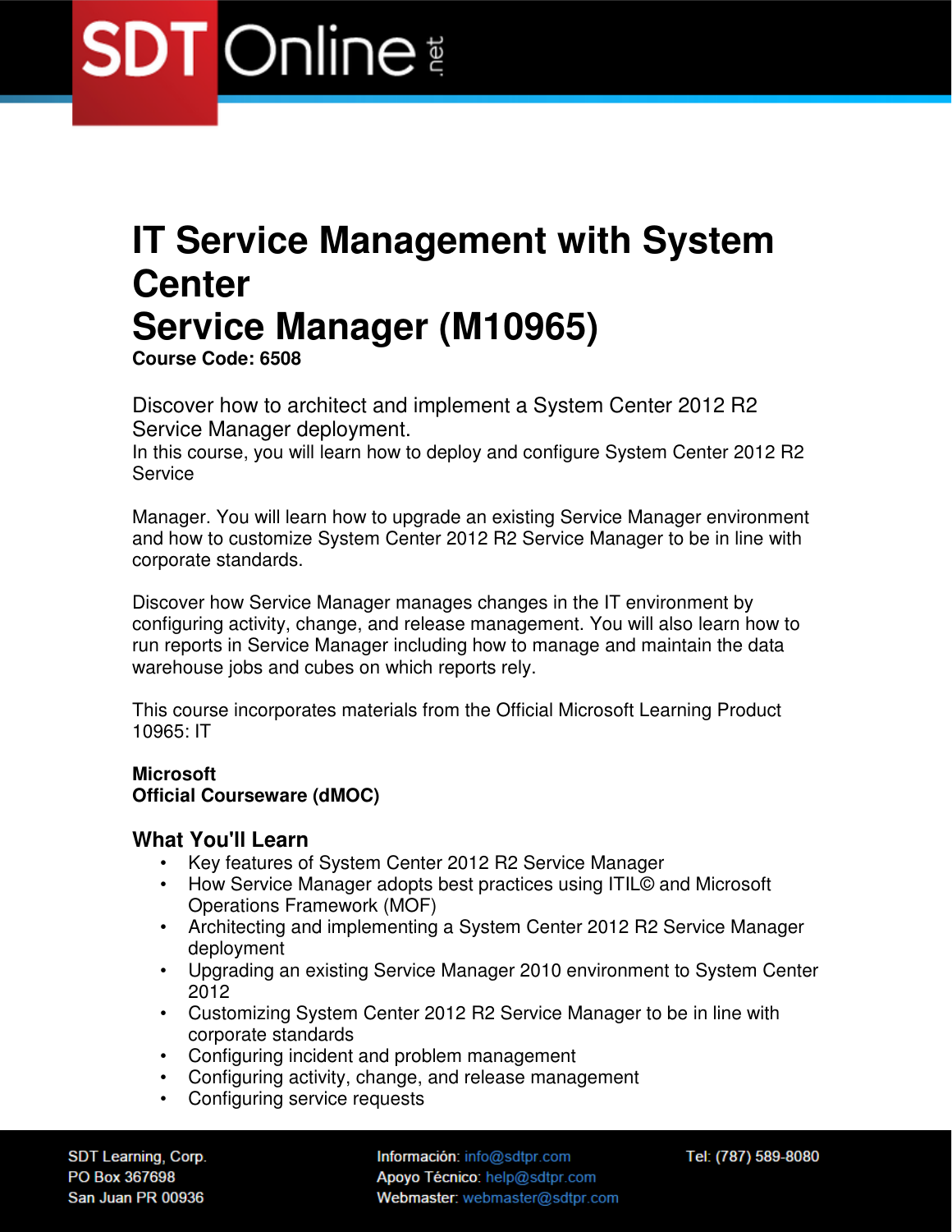# IT Service Management with System Center Service Manager (M10965)

**Course Code: 6508**

Discover how to architect and implement a System Center 2012 R2 Service Manager deployment.

In this course, you will learn how to deploy and configure System Center 2012 R2 Service

Manager. You will learn how to upgrade an existing Service Manager environment and how to customize System Center 2012 R2 Service Manager to be in line with corporate standards.

Discover how Service Manager manages changes in the IT environment by configuring activity, change, and release management. You will also learn how to run reports in Service Manager including how to manage and maintain the data warehouse jobs and cubes on which reports rely.

This course incorporates materials from the Official Microsoft Learning Product 10965: IT

**Microsoft**
**Official Courseware (dMOC)**

## What You'll Learn

- Key features of System Center 2012 R2 Service Manager
- How Service Manager adopts best practices using ITIL© and Microsoft Operations Framework (MOF)
- Architecting and implementing a System Center 2012 R2 Service Manager deployment
- Upgrading an existing Service Manager 2010 environment to System Center 2012
- Customizing System Center 2012 R2 Service Manager to be in line with corporate standards
- Configuring incident and problem management
- Configuring activity, change, and release management
- Configuring service requests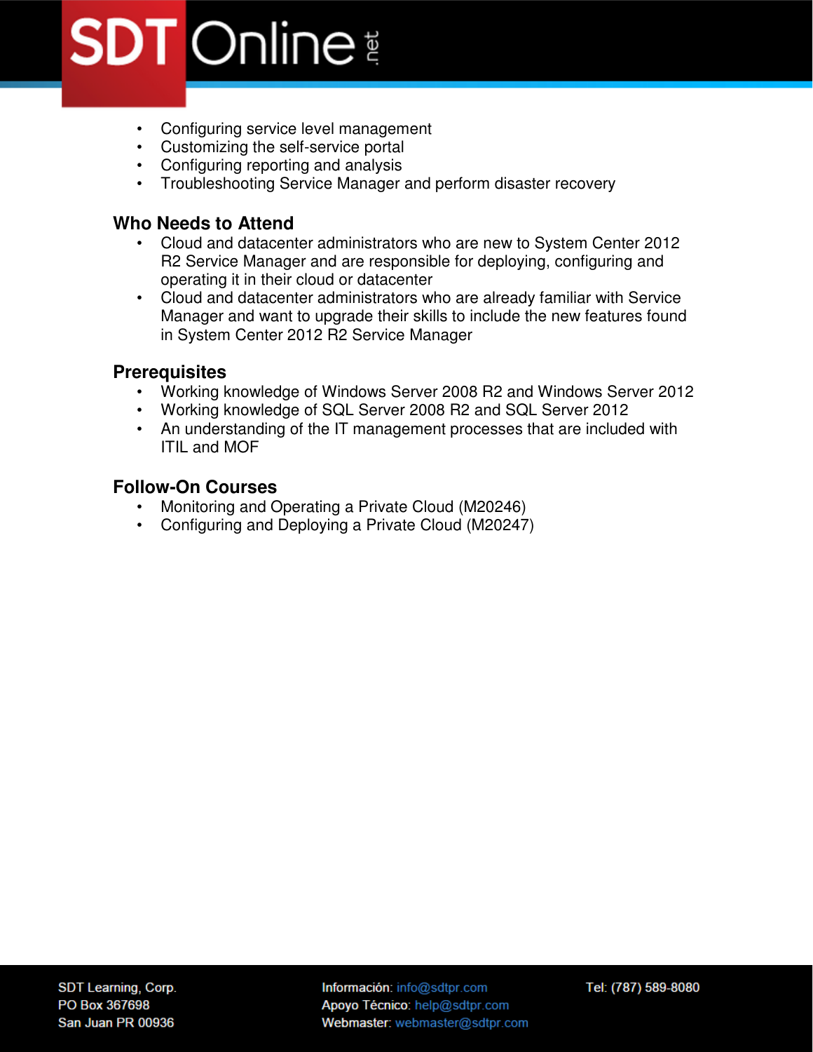- Configuring service level management
- Customizing the self-service portal
- Configuring reporting and analysis
- Troubleshooting Service Manager and perform disaster recovery

## Who Needs to Attend

- Cloud and datacenter administrators who are new to System Center 2012 R2 Service Manager and are responsible for deploying, configuring and operating it in their cloud or datacenter
- Cloud and datacenter administrators who are already familiar with Service Manager and want to upgrade their skills to include the new features found in System Center 2012 R2 Service Manager

## Prerequisites

- Working knowledge of Windows Server 2008 R2 and Windows Server 2012
- Working knowledge of SQL Server 2008 R2 and SQL Server 2012
- An understanding of the IT management processes that are included with ITIL and MOF

## Follow-On Courses

- Monitoring and Operating a Private Cloud (M20246)
- Configuring and Deploying a Private Cloud (M20247)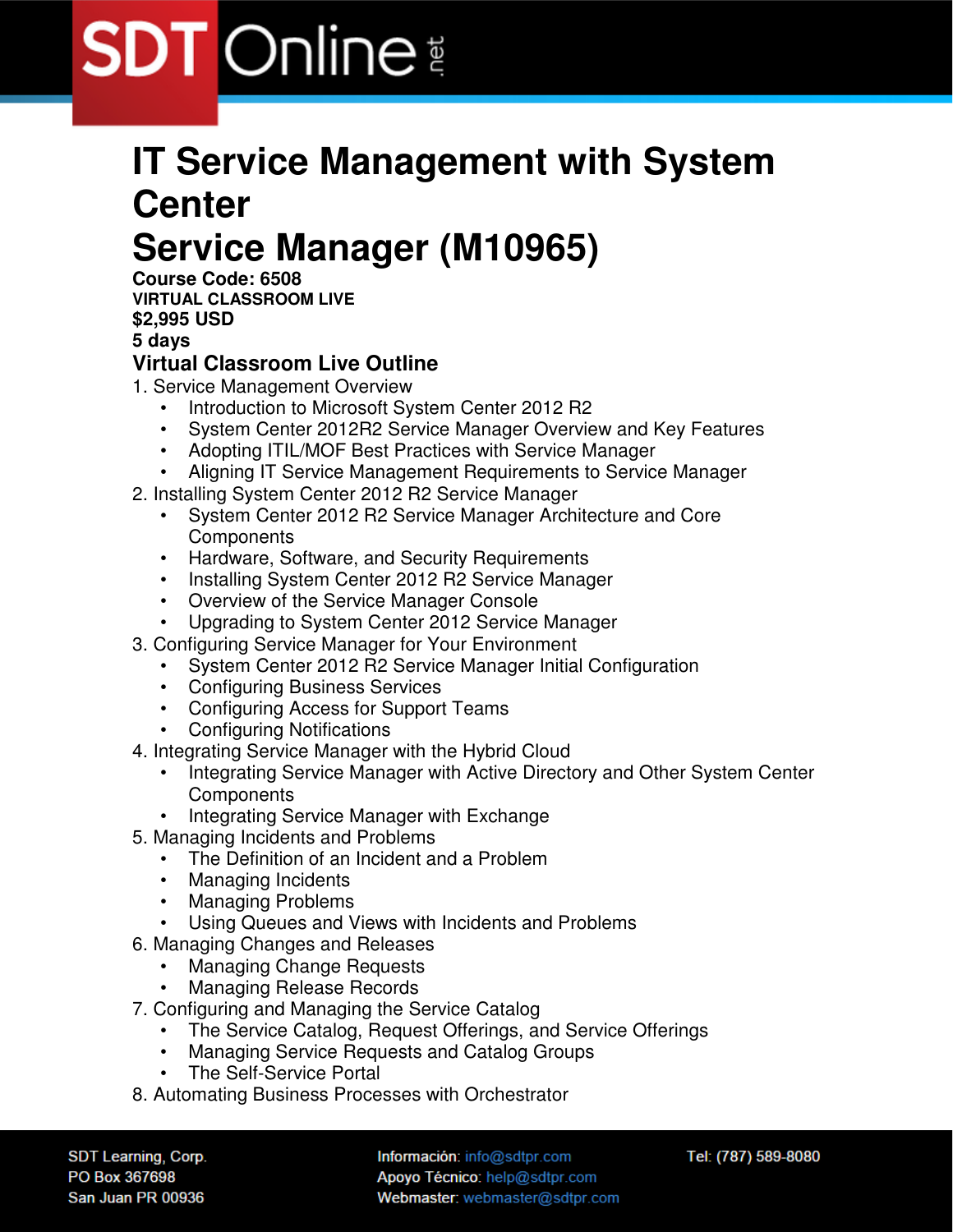# IT Service Management with System Center Service Manager (M10965)

**Course Code: 6508**
**VIRTUAL CLASSROOM LIVE**
**$2,995 USD**
**5 days**

## Virtual Classroom Live Outline

1. Service Management Overview
   - Introduction to Microsoft System Center 2012 R2
   - System Center 2012R2 Service Manager Overview and Key Features
   - Adopting ITIL/MOF Best Practices with Service Manager
   - Aligning IT Service Management Requirements to Service Manager
2. Installing System Center 2012 R2 Service Manager
   - System Center 2012 R2 Service Manager Architecture and Core Components
   - Hardware, Software, and Security Requirements
   - Installing System Center 2012 R2 Service Manager
   - Overview of the Service Manager Console
   - Upgrading to System Center 2012 Service Manager
3. Configuring Service Manager for Your Environment
   - System Center 2012 R2 Service Manager Initial Configuration
   - Configuring Business Services
   - Configuring Access for Support Teams
   - Configuring Notifications
4. Integrating Service Manager with the Hybrid Cloud
   - Integrating Service Manager with Active Directory and Other System Center Components
   - Integrating Service Manager with Exchange
5. Managing Incidents and Problems
   - The Definition of an Incident and a Problem
   - Managing Incidents
   - Managing Problems
   - Using Queues and Views with Incidents and Problems
6. Managing Changes and Releases
   - Managing Change Requests
   - Managing Release Records
7. Configuring and Managing the Service Catalog
   - The Service Catalog, Request Offerings, and Service Offerings
   - Managing Service Requests and Catalog Groups
   - The Self-Service Portal
8. Automating Business Processes with Orchestrator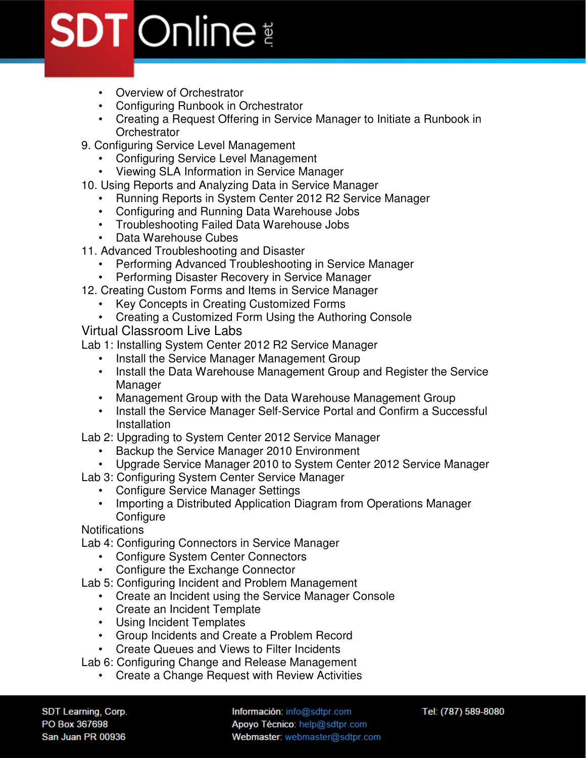- Overview of Orchestrator
- Configuring Runbook in Orchestrator
- Creating a Request Offering in Service Manager to Initiate a Runbook in Orchestrator

9. Configuring Service Level Management
    - Configuring Service Level Management
    - Viewing SLA Information in Service Manager
10. Using Reports and Analyzing Data in Service Manager
    - Running Reports in System Center 2012 R2 Service Manager
    - Configuring and Running Data Warehouse Jobs
    - Troubleshooting Failed Data Warehouse Jobs
    - Data Warehouse Cubes
11. Advanced Troubleshooting and Disaster
    - Performing Advanced Troubleshooting in Service Manager
    - Performing Disaster Recovery in Service Manager
12. Creating Custom Forms and Items in Service Manager
    - Key Concepts in Creating Customized Forms
    - Creating a Customized Form Using the Authoring Console

## Virtual Classroom Live Labs

Lab 1: Installing System Center 2012 R2 Service Manager

- Install the Service Manager Management Group
- Install the Data Warehouse Management Group and Register the Service Manager
- Management Group with the Data Warehouse Management Group
- Install the Service Manager Self-Service Portal and Confirm a Successful Installation

Lab 2: Upgrading to System Center 2012 Service Manager

- Backup the Service Manager 2010 Environment
- Upgrade Service Manager 2010 to System Center 2012 Service Manager

Lab 3: Configuring System Center Service Manager

- Configure Service Manager Settings
- Importing a Distributed Application Diagram from Operations Manager Configure

Notifications

Lab 4: Configuring Connectors in Service Manager

- Configure System Center Connectors
- Configure the Exchange Connector

Lab 5: Configuring Incident and Problem Management

- Create an Incident using the Service Manager Console
- Create an Incident Template
- Using Incident Templates
- Group Incidents and Create a Problem Record
- Create Queues and Views to Filter Incidents

Lab 6: Configuring Change and Release Management

- Create a Change Request with Review Activities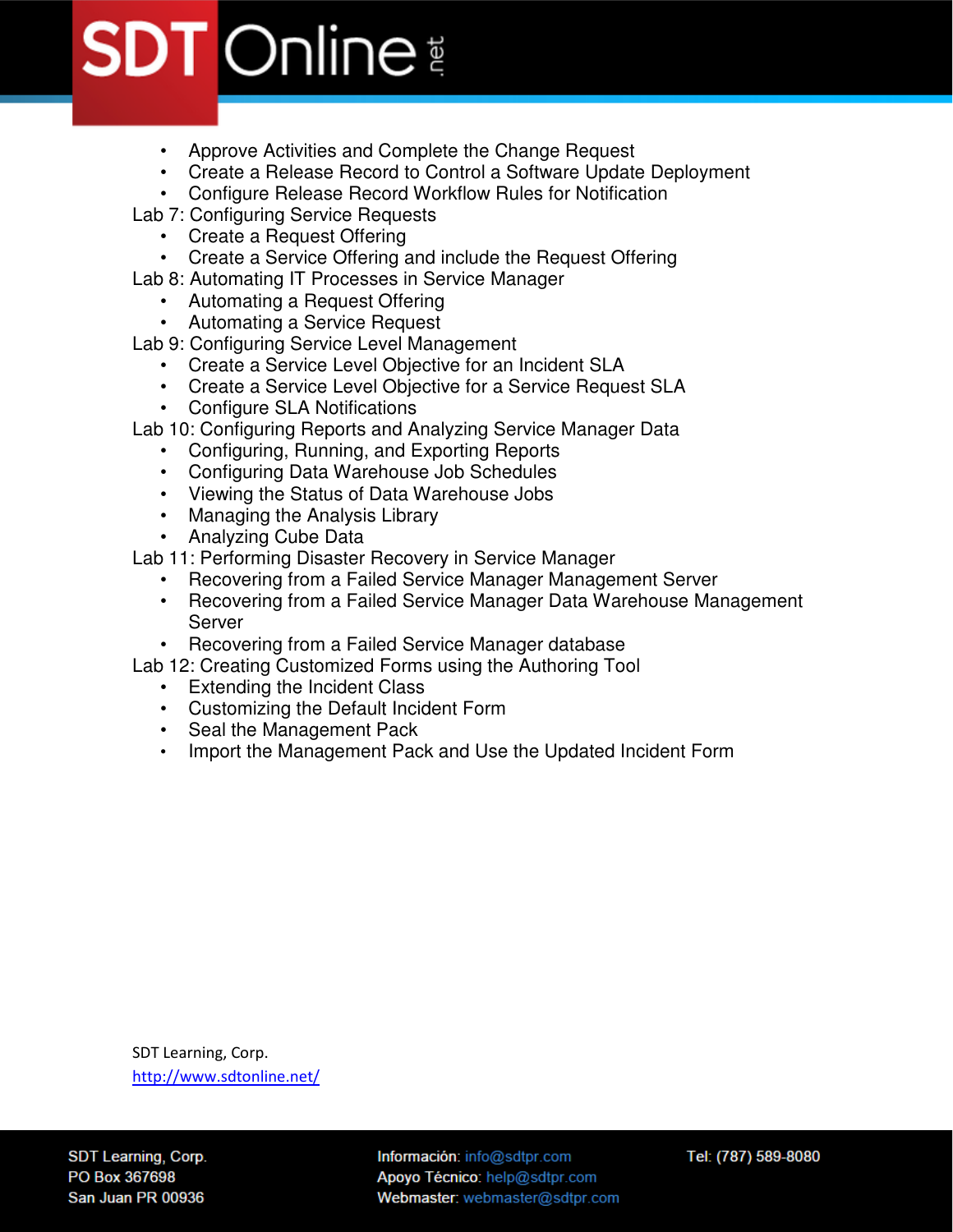- Approve Activities and Complete the Change Request
- Create a Release Record to Control a Software Update Deployment
- Configure Release Record Workflow Rules for Notification

Lab 7: Configuring Service Requests

- Create a Request Offering
- Create a Service Offering and include the Request Offering

Lab 8: Automating IT Processes in Service Manager

- Automating a Request Offering
- Automating a Service Request

Lab 9: Configuring Service Level Management

- Create a Service Level Objective for an Incident SLA
- Create a Service Level Objective for a Service Request SLA
- Configure SLA Notifications

Lab 10: Configuring Reports and Analyzing Service Manager Data

- Configuring, Running, and Exporting Reports
- Configuring Data Warehouse Job Schedules
- Viewing the Status of Data Warehouse Jobs
- Managing the Analysis Library
- Analyzing Cube Data

Lab 11: Performing Disaster Recovery in Service Manager

- Recovering from a Failed Service Manager Management Server
- Recovering from a Failed Service Manager Data Warehouse Management Server
- Recovering from a Failed Service Manager database

Lab 12: Creating Customized Forms using the Authoring Tool

- Extending the Incident Class
- Customizing the Default Incident Form
- Seal the Management Pack
- Import the Management Pack and Use the Updated Incident Form

SDT Learning, Corp.
http://www.sdtonline.net/